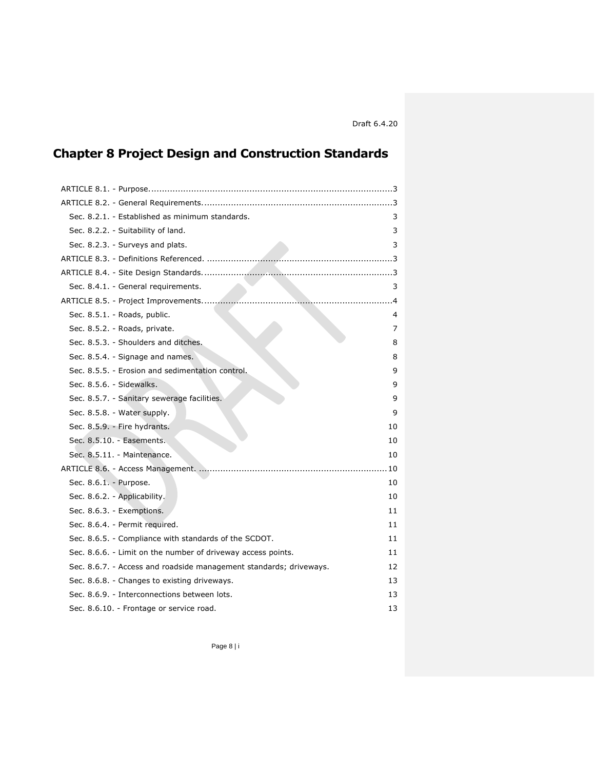Draft 6.4.20

# Chapter 8 Project Design and Construction Standards

ARTICLE 8.1. - Purpose.......................................................................................3
ARTICLE 8.2. - General Requirements...................................................................3
- Sec. 8.2.1. - Established as minimum standards. 3
- Sec. 8.2.2. - Suitability of land. 3
- Sec. 8.2.3. - Surveys and plats. 3

ARTICLE 8.3. - Definitions Referenced. ..................................................................3
ARTICLE 8.4. - Site Design Standards....................................................................3
- Sec. 8.4.1. - General requirements. 3

ARTICLE 8.5. - Project Improvements....................................................................4
- Sec. 8.5.1. - Roads, public. 4
- Sec. 8.5.2. - Roads, private. 7
- Sec. 8.5.3. - Shoulders and ditches. 8
- Sec. 8.5.4. - Signage and names. 8
- Sec. 8.5.5. - Erosion and sedimentation control. 9
- Sec. 8.5.6. - Sidewalks. 9
- Sec. 8.5.7. - Sanitary sewerage facilities. 9
- Sec. 8.5.8. - Water supply. 9
- Sec. 8.5.9. - Fire hydrants. 10
- Sec. 8.5.10. - Easements. 10
- Sec. 8.5.11. - Maintenance. 10

ARTICLE 8.6. - Access Management. ...................................................................10
- Sec. 8.6.1. - Purpose. 10
- Sec. 8.6.2. - Applicability. 10
- Sec. 8.6.3. - Exemptions. 11
- Sec. 8.6.4. - Permit required. 11
- Sec. 8.6.5. - Compliance with standards of the SCDOT. 11
- Sec. 8.6.6. - Limit on the number of driveway access points. 11
- Sec. 8.6.7. - Access and roadside management standards; driveways. 12
- Sec. 8.6.8. - Changes to existing driveways. 13
- Sec. 8.6.9. - Interconnections between lots. 13
- Sec. 8.6.10. - Frontage or service road. 13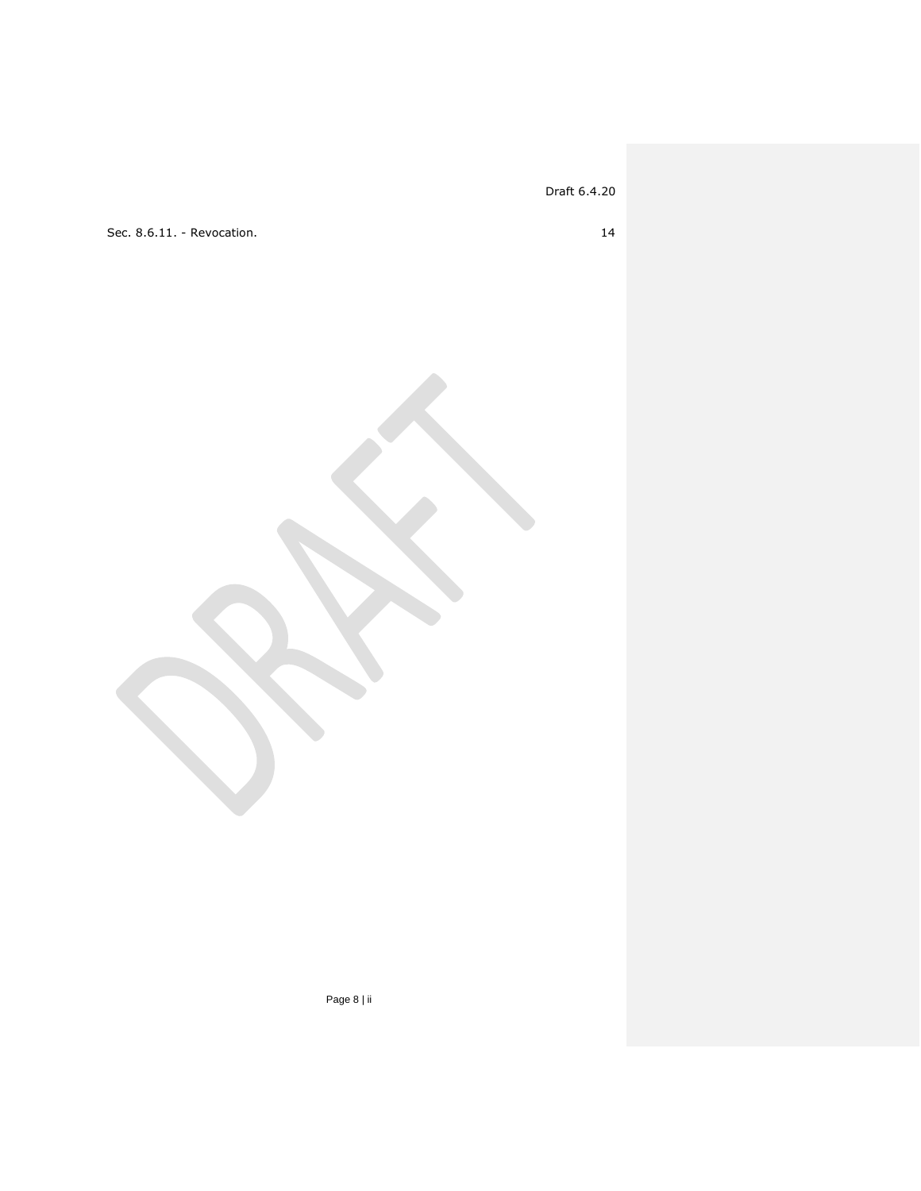Sec. 8.6.11. - Revocation. 14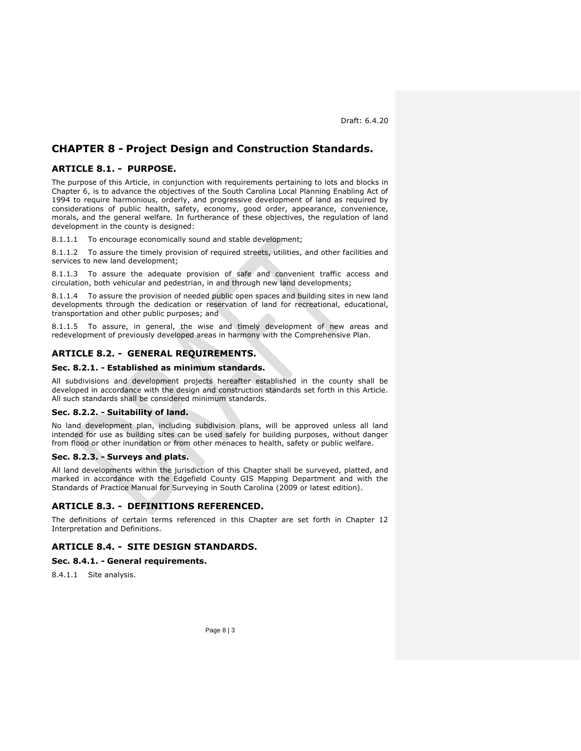Draft: 6.4.20

# CHAPTER 8 - Project Design and Construction Standards.

## ARTICLE 8.1. - PURPOSE.

The purpose of this Article, in conjunction with requirements pertaining to lots and blocks in Chapter 6, is to advance the objectives of the South Carolina Local Planning Enabling Act of 1994 to require harmonious, orderly, and progressive development of land as required by considerations of public health, safety, economy, good order, appearance, convenience, morals, and the general welfare. In furtherance of these objectives, the regulation of land development in the county is designed:

8.1.1.1 To encourage economically sound and stable development;

8.1.1.2 To assure the timely provision of required streets, utilities, and other facilities and services to new land development;

8.1.1.3 To assure the adequate provision of safe and convenient traffic access and circulation, both vehicular and pedestrian, in and through new land developments;

8.1.1.4 To assure the provision of needed public open spaces and building sites in new land developments through the dedication or reservation of land for recreational, educational, transportation and other public purposes; and

8.1.1.5 To assure, in general, the wise and timely development of new areas and redevelopment of previously developed areas in harmony with the Comprehensive Plan.

## ARTICLE 8.2. - GENERAL REQUIREMENTS.

### Sec. 8.2.1. - Established as minimum standards.

All subdivisions and development projects hereafter established in the county shall be developed in accordance with the design and construction standards set forth in this Article. All such standards shall be considered minimum standards.

### Sec. 8.2.2. - Suitability of land.

No land development plan, including subdivision plans, will be approved unless all land intended for use as building sites can be used safely for building purposes, without danger from flood or other inundation or from other menaces to health, safety or public welfare.

### Sec. 8.2.3. - Surveys and plats.

All land developments within the jurisdiction of this Chapter shall be surveyed, platted, and marked in accordance with the Edgefield County GIS Mapping Department and with the Standards of Practice Manual for Surveying in South Carolina (2009 or latest edition).

## ARTICLE 8.3. - DEFINITIONS REFERENCED.

The definitions of certain terms referenced in this Chapter are set forth in Chapter 12 Interpretation and Definitions.

## ARTICLE 8.4. - SITE DESIGN STANDARDS.

### Sec. 8.4.1. - General requirements.

8.4.1.1 Site analysis.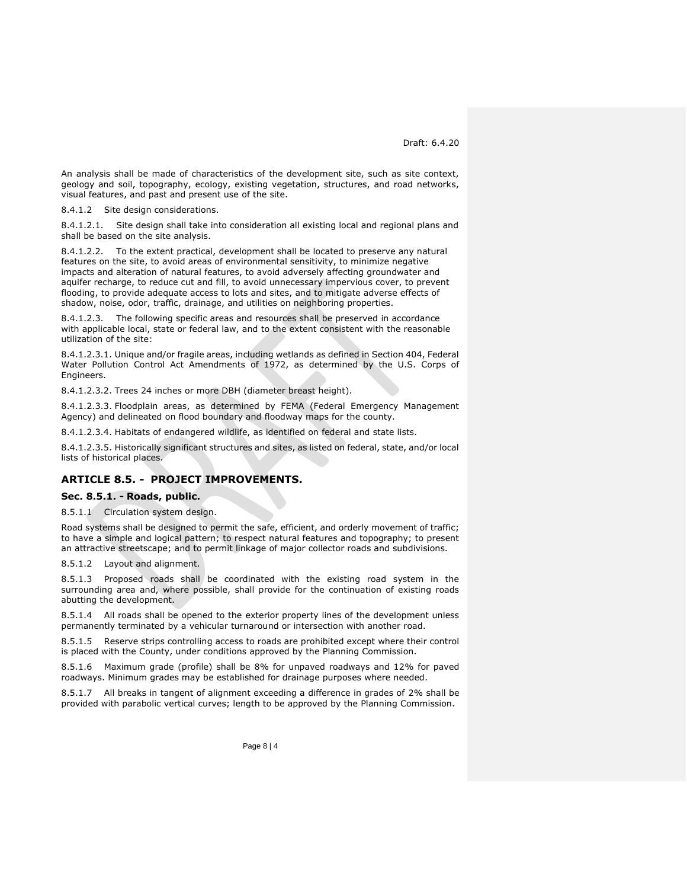An analysis shall be made of characteristics of the development site, such as site context, geology and soil, topography, ecology, existing vegetation, structures, and road networks, visual features, and past and present use of the site.

8.4.1.2 Site design considerations.

8.4.1.2.1. Site design shall take into consideration all existing local and regional plans and shall be based on the site analysis.

8.4.1.2.2. To the extent practical, development shall be located to preserve any natural features on the site, to avoid areas of environmental sensitivity, to minimize negative impacts and alteration of natural features, to avoid adversely affecting groundwater and aquifer recharge, to reduce cut and fill, to avoid unnecessary impervious cover, to prevent flooding, to provide adequate access to lots and sites, and to mitigate adverse effects of shadow, noise, odor, traffic, drainage, and utilities on neighboring properties.

8.4.1.2.3. The following specific areas and resources shall be preserved in accordance with applicable local, state or federal law, and to the extent consistent with the reasonable utilization of the site:

8.4.1.2.3.1. Unique and/or fragile areas, including wetlands as defined in Section 404, Federal Water Pollution Control Act Amendments of 1972, as determined by the U.S. Corps of Engineers.

8.4.1.2.3.2. Trees 24 inches or more DBH (diameter breast height).

8.4.1.2.3.3. Floodplain areas, as determined by FEMA (Federal Emergency Management Agency) and delineated on flood boundary and floodway maps for the county.

8.4.1.2.3.4. Habitats of endangered wildlife, as identified on federal and state lists.

8.4.1.2.3.5. Historically significant structures and sites, as listed on federal, state, and/or local lists of historical places.

## ARTICLE 8.5. - PROJECT IMPROVEMENTS.

### Sec. 8.5.1. - Roads, public.

8.5.1.1 Circulation system design.

Road systems shall be designed to permit the safe, efficient, and orderly movement of traffic; to have a simple and logical pattern; to respect natural features and topography; to present an attractive streetscape; and to permit linkage of major collector roads and subdivisions.

8.5.1.2 Layout and alignment.

8.5.1.3 Proposed roads shall be coordinated with the existing road system in the surrounding area and, where possible, shall provide for the continuation of existing roads abutting the development.

8.5.1.4 All roads shall be opened to the exterior property lines of the development unless permanently terminated by a vehicular turnaround or intersection with another road.

8.5.1.5 Reserve strips controlling access to roads are prohibited except where their control is placed with the County, under conditions approved by the Planning Commission.

8.5.1.6 Maximum grade (profile) shall be 8% for unpaved roadways and 12% for paved roadways. Minimum grades may be established for drainage purposes where needed.

8.5.1.7 All breaks in tangent of alignment exceeding a difference in grades of 2% shall be provided with parabolic vertical curves; length to be approved by the Planning Commission.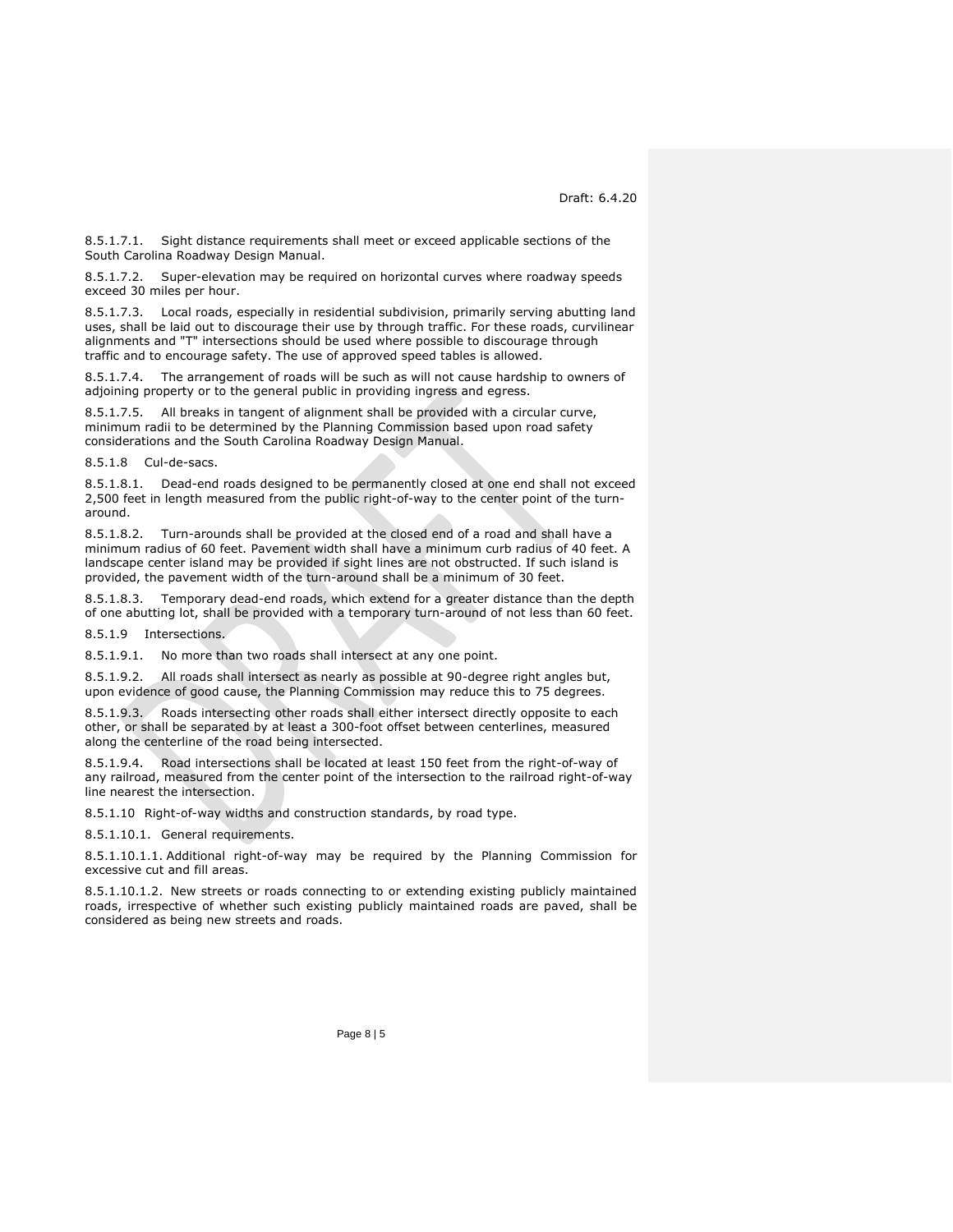8.5.1.7.1. Sight distance requirements shall meet or exceed applicable sections of the South Carolina Roadway Design Manual.

8.5.1.7.2. Super-elevation may be required on horizontal curves where roadway speeds exceed 30 miles per hour.

8.5.1.7.3. Local roads, especially in residential subdivision, primarily serving abutting land uses, shall be laid out to discourage their use by through traffic. For these roads, curvilinear alignments and "T" intersections should be used where possible to discourage through traffic and to encourage safety. The use of approved speed tables is allowed.

8.5.1.7.4. The arrangement of roads will be such as will not cause hardship to owners of adjoining property or to the general public in providing ingress and egress.

8.5.1.7.5. All breaks in tangent of alignment shall be provided with a circular curve, minimum radii to be determined by the Planning Commission based upon road safety considerations and the South Carolina Roadway Design Manual.

8.5.1.8 Cul-de-sacs.

8.5.1.8.1. Dead-end roads designed to be permanently closed at one end shall not exceed 2,500 feet in length measured from the public right-of-way to the center point of the turn-around.

8.5.1.8.2. Turn-arounds shall be provided at the closed end of a road and shall have a minimum radius of 60 feet. Pavement width shall have a minimum curb radius of 40 feet. A landscape center island may be provided if sight lines are not obstructed. If such island is provided, the pavement width of the turn-around shall be a minimum of 30 feet.

8.5.1.8.3. Temporary dead-end roads, which extend for a greater distance than the depth of one abutting lot, shall be provided with a temporary turn-around of not less than 60 feet.

8.5.1.9 Intersections.

8.5.1.9.1. No more than two roads shall intersect at any one point.

8.5.1.9.2. All roads shall intersect as nearly as possible at 90-degree right angles but, upon evidence of good cause, the Planning Commission may reduce this to 75 degrees.

8.5.1.9.3. Roads intersecting other roads shall either intersect directly opposite to each other, or shall be separated by at least a 300-foot offset between centerlines, measured along the centerline of the road being intersected.

8.5.1.9.4. Road intersections shall be located at least 150 feet from the right-of-way of any railroad, measured from the center point of the intersection to the railroad right-of-way line nearest the intersection.

8.5.1.10 Right-of-way widths and construction standards, by road type.

8.5.1.10.1. General requirements.

8.5.1.10.1.1. Additional right-of-way may be required by the Planning Commission for excessive cut and fill areas.

8.5.1.10.1.2. New streets or roads connecting to or extending existing publicly maintained roads, irrespective of whether such existing publicly maintained roads are paved, shall be considered as being new streets and roads.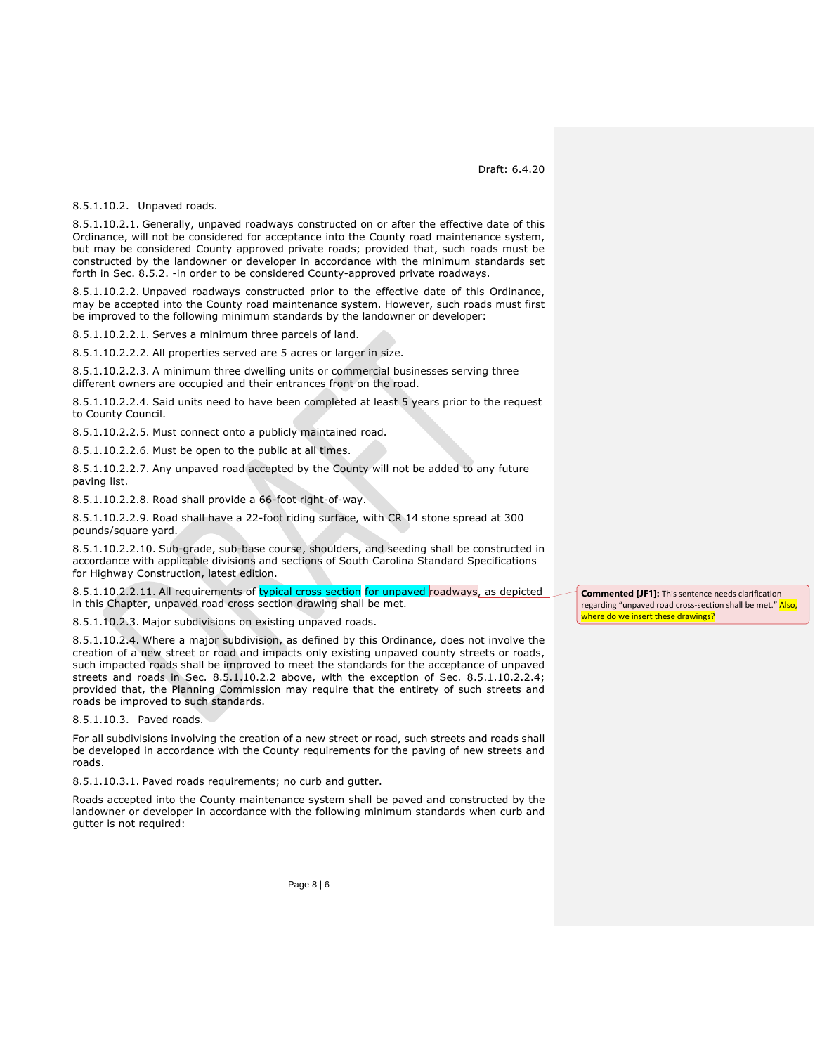8.5.1.10.2. Unpaved roads.

8.5.1.10.2.1. Generally, unpaved roadways constructed on or after the effective date of this Ordinance, will not be considered for acceptance into the County road maintenance system, but may be considered County approved private roads; provided that, such roads must be constructed by the landowner or developer in accordance with the minimum standards set forth in Sec. 8.5.2. -in order to be considered County-approved private roadways.

8.5.1.10.2.2. Unpaved roadways constructed prior to the effective date of this Ordinance, may be accepted into the County road maintenance system. However, such roads must first be improved to the following minimum standards by the landowner or developer:

8.5.1.10.2.2.1. Serves a minimum three parcels of land.

8.5.1.10.2.2.2. All properties served are 5 acres or larger in size.

8.5.1.10.2.2.3. A minimum three dwelling units or commercial businesses serving three different owners are occupied and their entrances front on the road.

8.5.1.10.2.2.4. Said units need to have been completed at least 5 years prior to the request to County Council.

8.5.1.10.2.2.5. Must connect onto a publicly maintained road.

8.5.1.10.2.2.6. Must be open to the public at all times.

8.5.1.10.2.2.7. Any unpaved road accepted by the County will not be added to any future paving list.

8.5.1.10.2.2.8. Road shall provide a 66-foot right-of-way.

8.5.1.10.2.2.9. Road shall have a 22-foot riding surface, with CR 14 stone spread at 300 pounds/square yard.

8.5.1.10.2.2.10. Sub-grade, sub-base course, shoulders, and seeding shall be constructed in accordance with applicable divisions and sections of South Carolina Standard Specifications for Highway Construction, latest edition.

8.5.1.10.2.2.11. All requirements of typical cross section for unpaved roadways, as depicted in this Chapter, unpaved road cross section drawing shall be met.

**Commented [JF1]:** This sentence needs clarification regarding "unpaved road cross-section shall be met." Also, where do we insert these drawings?

8.5.1.10.2.3. Major subdivisions on existing unpaved roads.

8.5.1.10.2.4. Where a major subdivision, as defined by this Ordinance, does not involve the creation of a new street or road and impacts only existing unpaved county streets or roads, such impacted roads shall be improved to meet the standards for the acceptance of unpaved streets and roads in Sec. 8.5.1.10.2.2 above, with the exception of Sec. 8.5.1.10.2.2.4; provided that, the Planning Commission may require that the entirety of such streets and roads be improved to such standards.

8.5.1.10.3. Paved roads.

For all subdivisions involving the creation of a new street or road, such streets and roads shall be developed in accordance with the County requirements for the paving of new streets and roads.

8.5.1.10.3.1. Paved roads requirements; no curb and gutter.

Roads accepted into the County maintenance system shall be paved and constructed by the landowner or developer in accordance with the following minimum standards when curb and gutter is not required: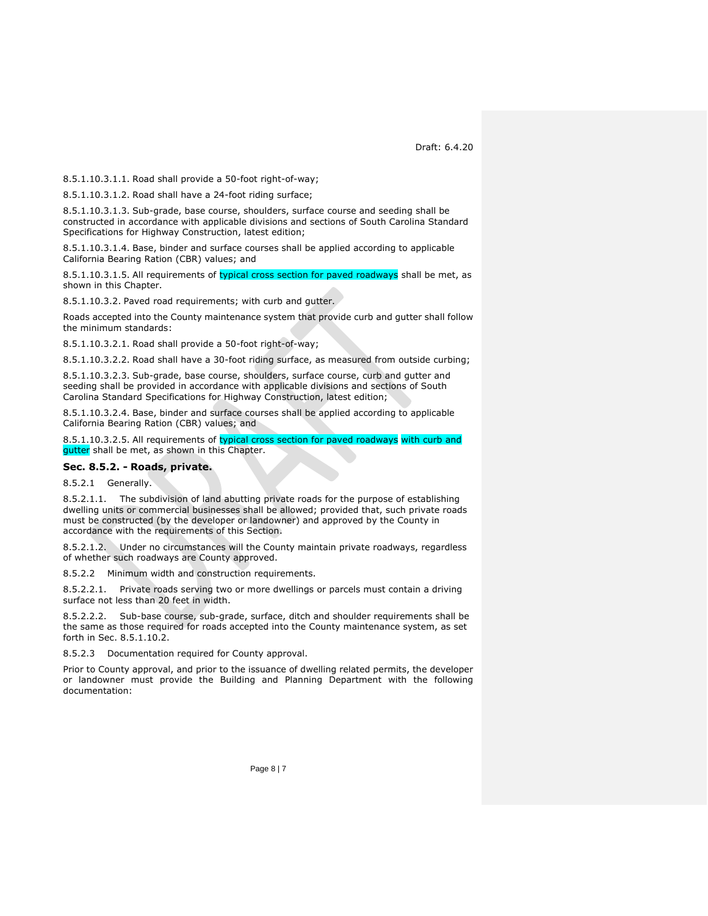8.5.1.10.3.1.1. Road shall provide a 50-foot right-of-way;

8.5.1.10.3.1.2. Road shall have a 24-foot riding surface;

8.5.1.10.3.1.3. Sub-grade, base course, shoulders, surface course and seeding shall be constructed in accordance with applicable divisions and sections of South Carolina Standard Specifications for Highway Construction, latest edition;

8.5.1.10.3.1.4. Base, binder and surface courses shall be applied according to applicable California Bearing Ration (CBR) values; and

8.5.1.10.3.1.5. All requirements of typical cross section for paved roadways shall be met, as shown in this Chapter.

8.5.1.10.3.2. Paved road requirements; with curb and gutter.

Roads accepted into the County maintenance system that provide curb and gutter shall follow the minimum standards:

8.5.1.10.3.2.1. Road shall provide a 50-foot right-of-way;

8.5.1.10.3.2.2. Road shall have a 30-foot riding surface, as measured from outside curbing;

8.5.1.10.3.2.3. Sub-grade, base course, shoulders, surface course, curb and gutter and seeding shall be provided in accordance with applicable divisions and sections of South Carolina Standard Specifications for Highway Construction, latest edition;

8.5.1.10.3.2.4. Base, binder and surface courses shall be applied according to applicable California Bearing Ration (CBR) values; and

8.5.1.10.3.2.5. All requirements of typical cross section for paved roadways with curb and gutter shall be met, as shown in this Chapter.

### Sec. 8.5.2. - Roads, private.

8.5.2.1 Generally.

8.5.2.1.1. The subdivision of land abutting private roads for the purpose of establishing dwelling units or commercial businesses shall be allowed; provided that, such private roads must be constructed (by the developer or landowner) and approved by the County in accordance with the requirements of this Section.

8.5.2.1.2. Under no circumstances will the County maintain private roadways, regardless of whether such roadways are County approved.

8.5.2.2 Minimum width and construction requirements.

8.5.2.2.1. Private roads serving two or more dwellings or parcels must contain a driving surface not less than 20 feet in width.

8.5.2.2.2. Sub-base course, sub-grade, surface, ditch and shoulder requirements shall be the same as those required for roads accepted into the County maintenance system, as set forth in Sec. 8.5.1.10.2.

8.5.2.3 Documentation required for County approval.

Prior to County approval, and prior to the issuance of dwelling related permits, the developer or landowner must provide the Building and Planning Department with the following documentation: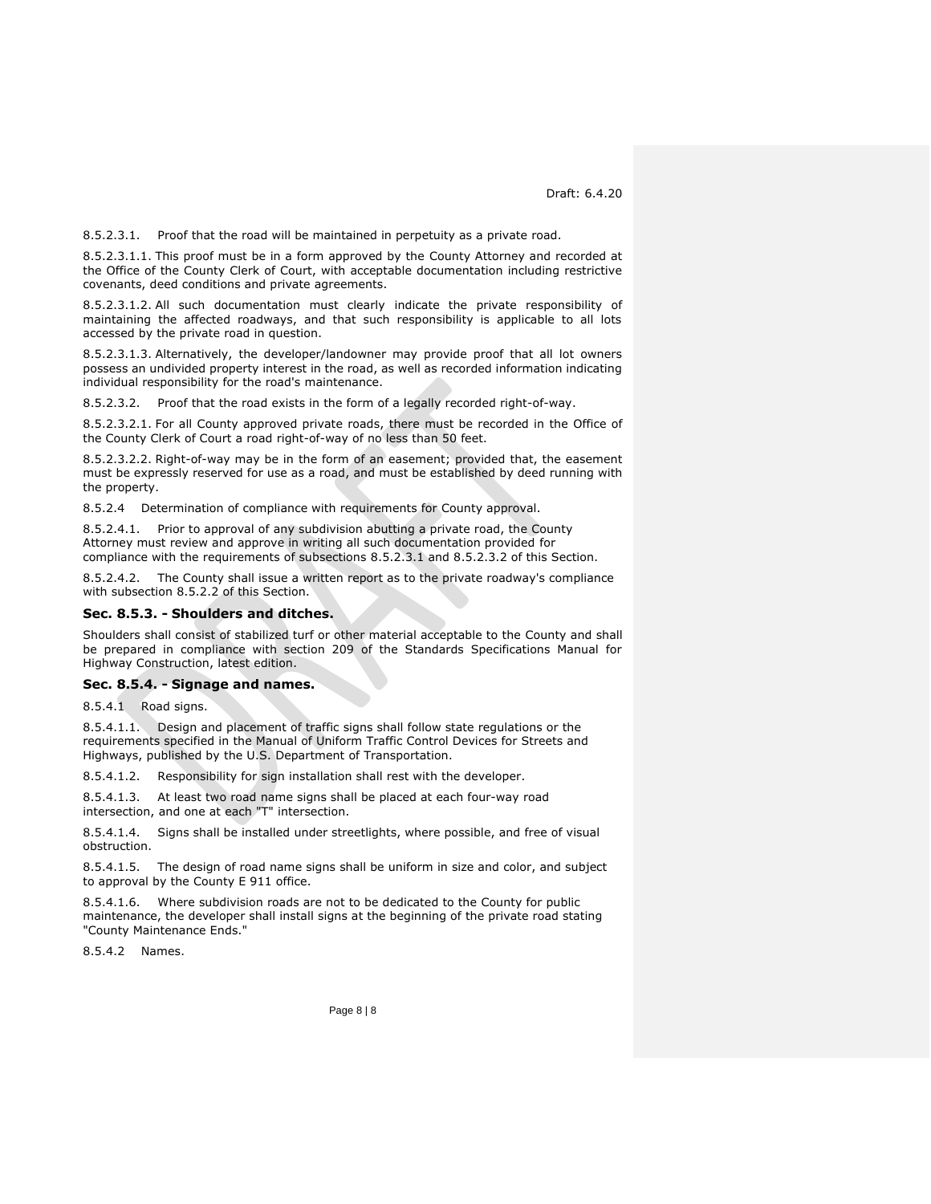8.5.2.3.1. Proof that the road will be maintained in perpetuity as a private road.

8.5.2.3.1.1. This proof must be in a form approved by the County Attorney and recorded at the Office of the County Clerk of Court, with acceptable documentation including restrictive covenants, deed conditions and private agreements.

8.5.2.3.1.2. All such documentation must clearly indicate the private responsibility of maintaining the affected roadways, and that such responsibility is applicable to all lots accessed by the private road in question.

8.5.2.3.1.3. Alternatively, the developer/landowner may provide proof that all lot owners possess an undivided property interest in the road, as well as recorded information indicating individual responsibility for the road's maintenance.

8.5.2.3.2. Proof that the road exists in the form of a legally recorded right-of-way.

8.5.2.3.2.1. For all County approved private roads, there must be recorded in the Office of the County Clerk of Court a road right-of-way of no less than 50 feet.

8.5.2.3.2.2. Right-of-way may be in the form of an easement; provided that, the easement must be expressly reserved for use as a road, and must be established by deed running with the property.

8.5.2.4 Determination of compliance with requirements for County approval.

8.5.2.4.1. Prior to approval of any subdivision abutting a private road, the County Attorney must review and approve in writing all such documentation provided for compliance with the requirements of subsections 8.5.2.3.1 and 8.5.2.3.2 of this Section.

8.5.2.4.2. The County shall issue a written report as to the private roadway's compliance with subsection 8.5.2.2 of this Section.

### Sec. 8.5.3. - Shoulders and ditches.

Shoulders shall consist of stabilized turf or other material acceptable to the County and shall be prepared in compliance with section 209 of the Standards Specifications Manual for Highway Construction, latest edition.

### Sec. 8.5.4. - Signage and names.

8.5.4.1 Road signs.

8.5.4.1.1. Design and placement of traffic signs shall follow state regulations or the requirements specified in the Manual of Uniform Traffic Control Devices for Streets and Highways, published by the U.S. Department of Transportation.

8.5.4.1.2. Responsibility for sign installation shall rest with the developer.

8.5.4.1.3. At least two road name signs shall be placed at each four-way road intersection, and one at each "T" intersection.

8.5.4.1.4. Signs shall be installed under streetlights, where possible, and free of visual obstruction.

8.5.4.1.5. The design of road name signs shall be uniform in size and color, and subject to approval by the County E 911 office.

8.5.4.1.6. Where subdivision roads are not to be dedicated to the County for public maintenance, the developer shall install signs at the beginning of the private road stating "County Maintenance Ends."

8.5.4.2 Names.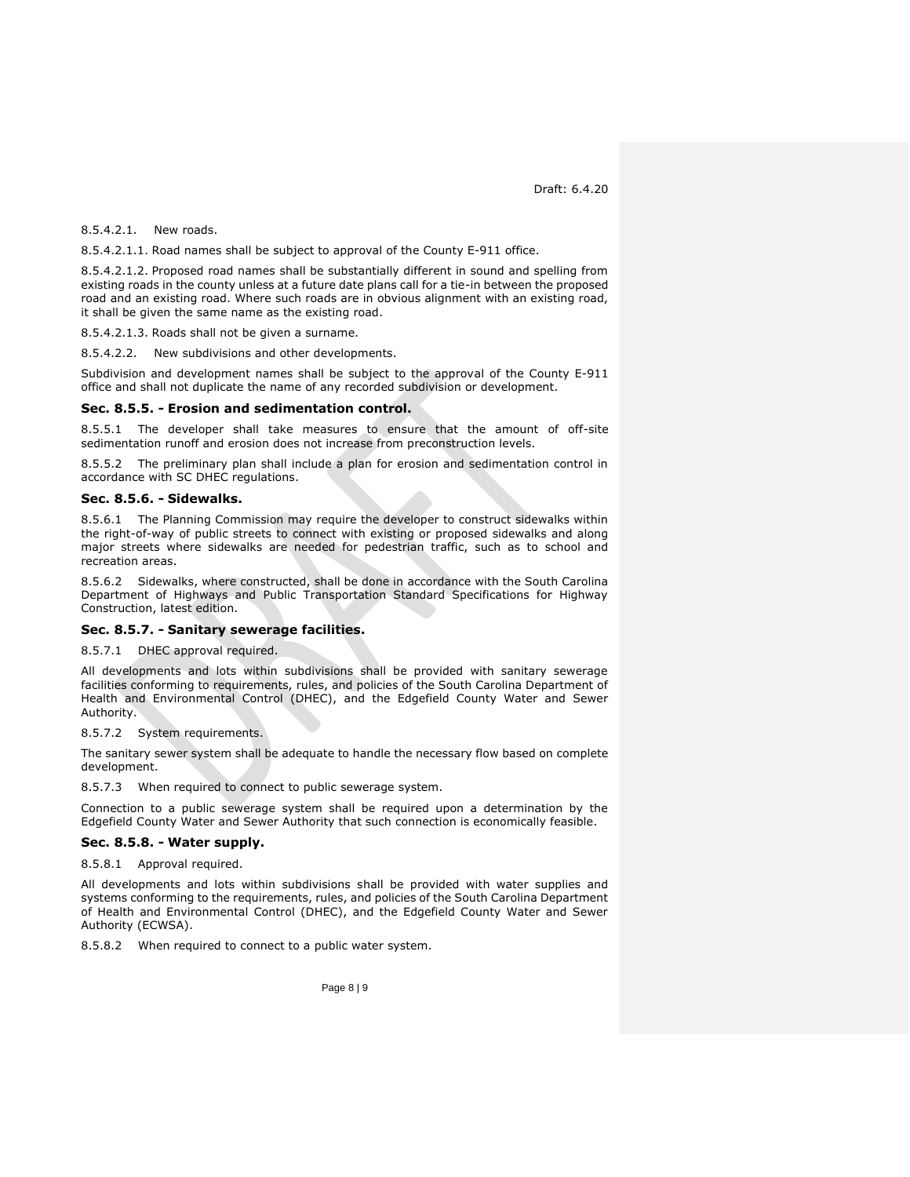8.5.4.2.1. New roads.

8.5.4.2.1.1. Road names shall be subject to approval of the County E-911 office.

8.5.4.2.1.2. Proposed road names shall be substantially different in sound and spelling from existing roads in the county unless at a future date plans call for a tie-in between the proposed road and an existing road. Where such roads are in obvious alignment with an existing road, it shall be given the same name as the existing road.

8.5.4.2.1.3. Roads shall not be given a surname.

8.5.4.2.2. New subdivisions and other developments.

Subdivision and development names shall be subject to the approval of the County E-911 office and shall not duplicate the name of any recorded subdivision or development.

### Sec. 8.5.5. - Erosion and sedimentation control.

8.5.5.1 The developer shall take measures to ensure that the amount of off-site sedimentation runoff and erosion does not increase from preconstruction levels.

8.5.5.2 The preliminary plan shall include a plan for erosion and sedimentation control in accordance with SC DHEC regulations.

### Sec. 8.5.6. - Sidewalks.

8.5.6.1 The Planning Commission may require the developer to construct sidewalks within the right-of-way of public streets to connect with existing or proposed sidewalks and along major streets where sidewalks are needed for pedestrian traffic, such as to school and recreation areas.

8.5.6.2 Sidewalks, where constructed, shall be done in accordance with the South Carolina Department of Highways and Public Transportation Standard Specifications for Highway Construction, latest edition.

### Sec. 8.5.7. - Sanitary sewerage facilities.

8.5.7.1 DHEC approval required.

All developments and lots within subdivisions shall be provided with sanitary sewerage facilities conforming to requirements, rules, and policies of the South Carolina Department of Health and Environmental Control (DHEC), and the Edgefield County Water and Sewer Authority.

8.5.7.2 System requirements.

The sanitary sewer system shall be adequate to handle the necessary flow based on complete development.

8.5.7.3 When required to connect to public sewerage system.

Connection to a public sewerage system shall be required upon a determination by the Edgefield County Water and Sewer Authority that such connection is economically feasible.

### Sec. 8.5.8. - Water supply.

8.5.8.1 Approval required.

All developments and lots within subdivisions shall be provided with water supplies and systems conforming to the requirements, rules, and policies of the South Carolina Department of Health and Environmental Control (DHEC), and the Edgefield County Water and Sewer Authority (ECWSA).

8.5.8.2 When required to connect to a public water system.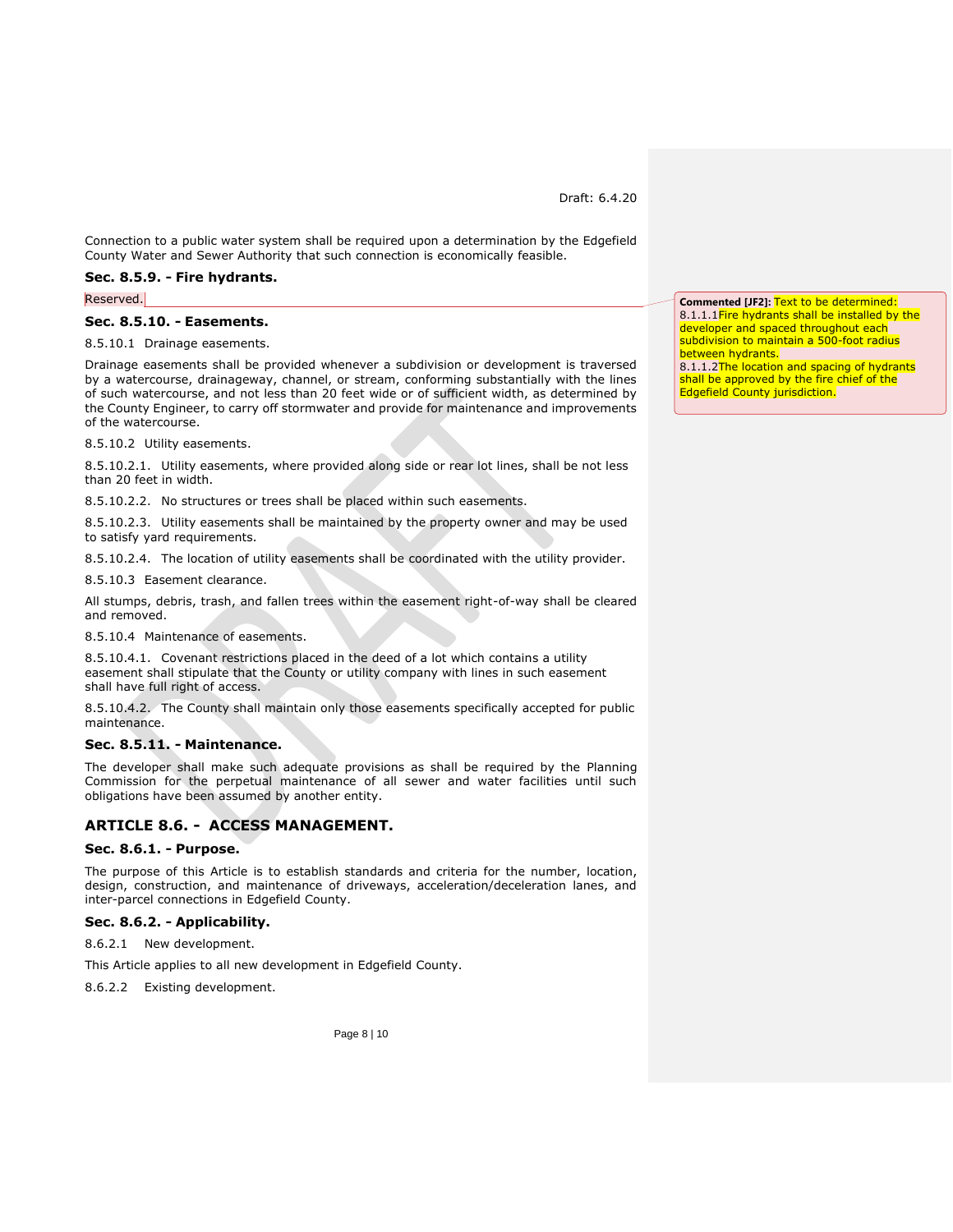Connection to a public water system shall be required upon a determination by the Edgefield County Water and Sewer Authority that such connection is economically feasible.

### Sec. 8.5.9. - Fire hydrants.

Reserved.

> **Commented [JF2]:** Text to be determined:
> 8.1.1.1 Fire hydrants shall be installed by the developer and spaced throughout each subdivision to maintain a 500-foot radius between hydrants.
> 8.1.1.2 The location and spacing of hydrants shall be approved by the fire chief of the Edgefield County jurisdiction.

### Sec. 8.5.10. - Easements.

8.5.10.1 Drainage easements.

Drainage easements shall be provided whenever a subdivision or development is traversed by a watercourse, drainageway, channel, or stream, conforming substantially with the lines of such watercourse, and not less than 20 feet wide or of sufficient width, as determined by the County Engineer, to carry off stormwater and provide for maintenance and improvements of the watercourse.

8.5.10.2 Utility easements.

8.5.10.2.1. Utility easements, where provided along side or rear lot lines, shall be not less than 20 feet in width.

8.5.10.2.2. No structures or trees shall be placed within such easements.

8.5.10.2.3. Utility easements shall be maintained by the property owner and may be used to satisfy yard requirements.

8.5.10.2.4. The location of utility easements shall be coordinated with the utility provider.

8.5.10.3 Easement clearance.

All stumps, debris, trash, and fallen trees within the easement right-of-way shall be cleared and removed.

8.5.10.4 Maintenance of easements.

8.5.10.4.1. Covenant restrictions placed in the deed of a lot which contains a utility easement shall stipulate that the County or utility company with lines in such easement shall have full right of access.

8.5.10.4.2. The County shall maintain only those easements specifically accepted for public maintenance.

### Sec. 8.5.11. - Maintenance.

The developer shall make such adequate provisions as shall be required by the Planning Commission for the perpetual maintenance of all sewer and water facilities until such obligations have been assumed by another entity.

## ARTICLE 8.6. - ACCESS MANAGEMENT.

### Sec. 8.6.1. - Purpose.

The purpose of this Article is to establish standards and criteria for the number, location, design, construction, and maintenance of driveways, acceleration/deceleration lanes, and inter-parcel connections in Edgefield County.

### Sec. 8.6.2. - Applicability.

8.6.2.1 New development.

This Article applies to all new development in Edgefield County.

8.6.2.2 Existing development.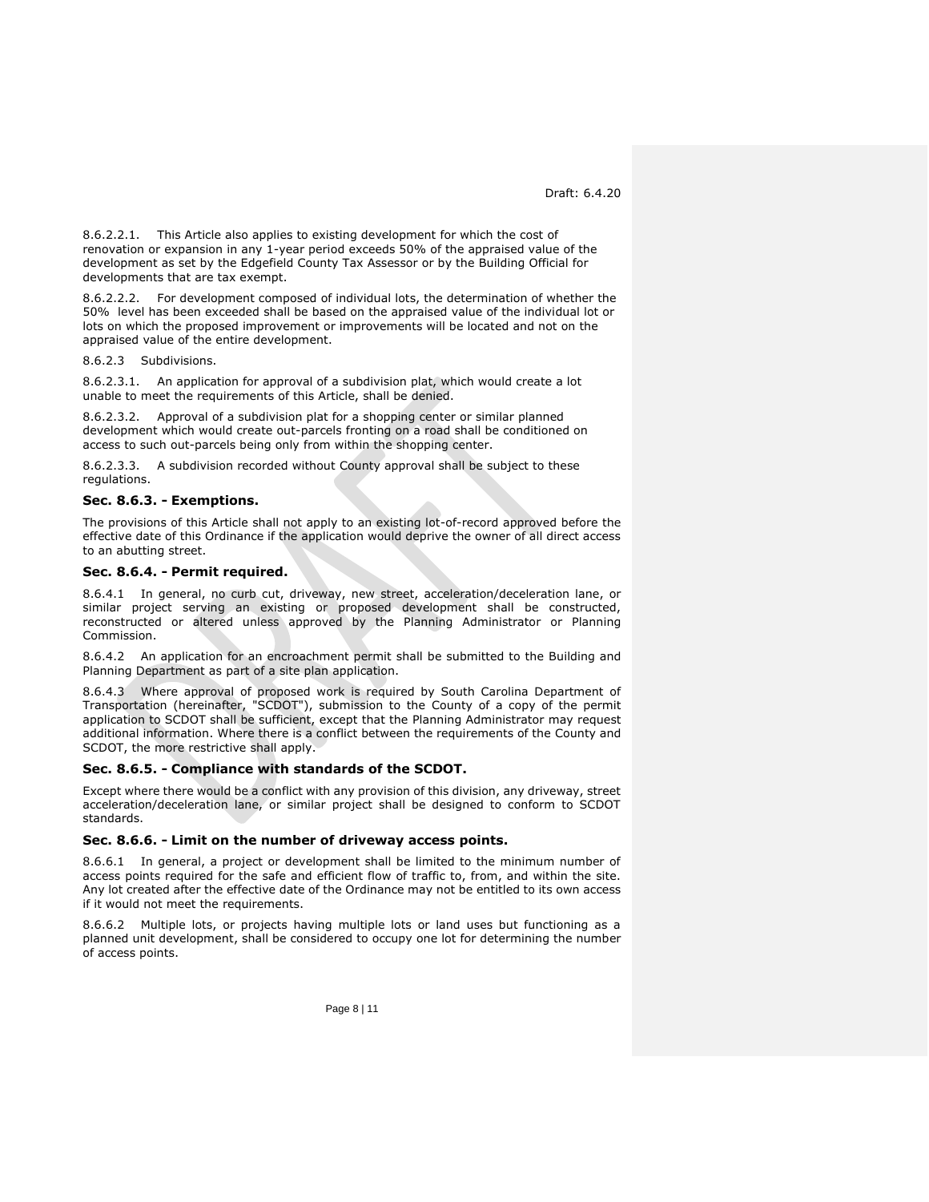8.6.2.2.1. This Article also applies to existing development for which the cost of renovation or expansion in any 1-year period exceeds 50% of the appraised value of the development as set by the Edgefield County Tax Assessor or by the Building Official for developments that are tax exempt.

8.6.2.2.2. For development composed of individual lots, the determination of whether the 50% level has been exceeded shall be based on the appraised value of the individual lot or lots on which the proposed improvement or improvements will be located and not on the appraised value of the entire development.

8.6.2.3 Subdivisions.

8.6.2.3.1. An application for approval of a subdivision plat, which would create a lot unable to meet the requirements of this Article, shall be denied.

8.6.2.3.2. Approval of a subdivision plat for a shopping center or similar planned development which would create out-parcels fronting on a road shall be conditioned on access to such out-parcels being only from within the shopping center.

8.6.2.3.3. A subdivision recorded without County approval shall be subject to these regulations.

### Sec. 8.6.3. - Exemptions.

The provisions of this Article shall not apply to an existing lot-of-record approved before the effective date of this Ordinance if the application would deprive the owner of all direct access to an abutting street.

### Sec. 8.6.4. - Permit required.

8.6.4.1 In general, no curb cut, driveway, new street, acceleration/deceleration lane, or similar project serving an existing or proposed development shall be constructed, reconstructed or altered unless approved by the Planning Administrator or Planning Commission.

8.6.4.2 An application for an encroachment permit shall be submitted to the Building and Planning Department as part of a site plan application.

8.6.4.3 Where approval of proposed work is required by South Carolina Department of Transportation (hereinafter, "SCDOT"), submission to the County of a copy of the permit application to SCDOT shall be sufficient, except that the Planning Administrator may request additional information. Where there is a conflict between the requirements of the County and SCDOT, the more restrictive shall apply.

### Sec. 8.6.5. - Compliance with standards of the SCDOT.

Except where there would be a conflict with any provision of this division, any driveway, street acceleration/deceleration lane, or similar project shall be designed to conform to SCDOT standards.

### Sec. 8.6.6. - Limit on the number of driveway access points.

8.6.6.1 In general, a project or development shall be limited to the minimum number of access points required for the safe and efficient flow of traffic to, from, and within the site. Any lot created after the effective date of the Ordinance may not be entitled to its own access if it would not meet the requirements.

8.6.6.2 Multiple lots, or projects having multiple lots or land uses but functioning as a planned unit development, shall be considered to occupy one lot for determining the number of access points.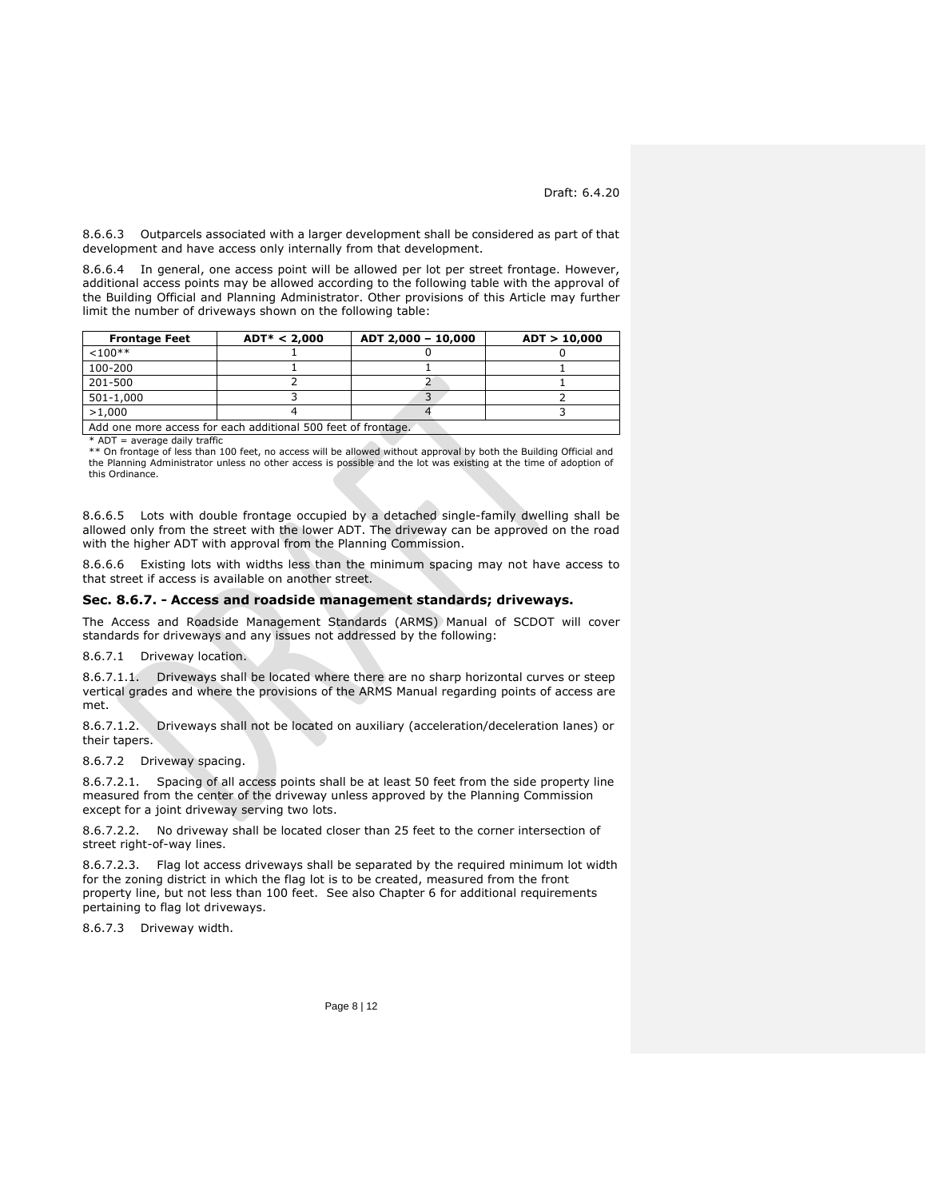8.6.6.3 Outparcels associated with a larger development shall be considered as part of that development and have access only internally from that development.

8.6.6.4 In general, one access point will be allowed per lot per street frontage. However, additional access points may be allowed according to the following table with the approval of the Building Official and Planning Administrator. Other provisions of this Article may further limit the number of driveways shown on the following table:

| Frontage Feet | ADT* < 2,000 | ADT 2,000 – 10,000 | ADT > 10,000 |
|---|---|---|---|
| <100** | 1 | 0 | 0 |
| 100-200 | 1 | 1 | 1 |
| 201-500 | 2 | 2 | 1 |
| 501-1,000 | 3 | 3 | 2 |
| >1,000 | 4 | 4 | 3 |
| Add one more access for each additional 500 feet of frontage. | | | |

\* ADT = average daily traffic

** On frontage of less than 100 feet, no access will be allowed without approval by both the Building Official and the Planning Administrator unless no other access is possible and the lot was existing at the time of adoption of this Ordinance.

8.6.6.5 Lots with double frontage occupied by a detached single-family dwelling shall be allowed only from the street with the lower ADT. The driveway can be approved on the road with the higher ADT with approval from the Planning Commission.

8.6.6.6 Existing lots with widths less than the minimum spacing may not have access to that street if access is available on another street.

### Sec. 8.6.7. - Access and roadside management standards; driveways.

The Access and Roadside Management Standards (ARMS) Manual of SCDOT will cover standards for driveways and any issues not addressed by the following:

8.6.7.1 Driveway location.

8.6.7.1.1. Driveways shall be located where there are no sharp horizontal curves or steep vertical grades and where the provisions of the ARMS Manual regarding points of access are met.

8.6.7.1.2. Driveways shall not be located on auxiliary (acceleration/deceleration lanes) or their tapers.

8.6.7.2 Driveway spacing.

8.6.7.2.1. Spacing of all access points shall be at least 50 feet from the side property line measured from the center of the driveway unless approved by the Planning Commission except for a joint driveway serving two lots.

8.6.7.2.2. No driveway shall be located closer than 25 feet to the corner intersection of street right-of-way lines.

8.6.7.2.3. Flag lot access driveways shall be separated by the required minimum lot width for the zoning district in which the flag lot is to be created, measured from the front property line, but not less than 100 feet. See also Chapter 6 for additional requirements pertaining to flag lot driveways.

8.6.7.3 Driveway width.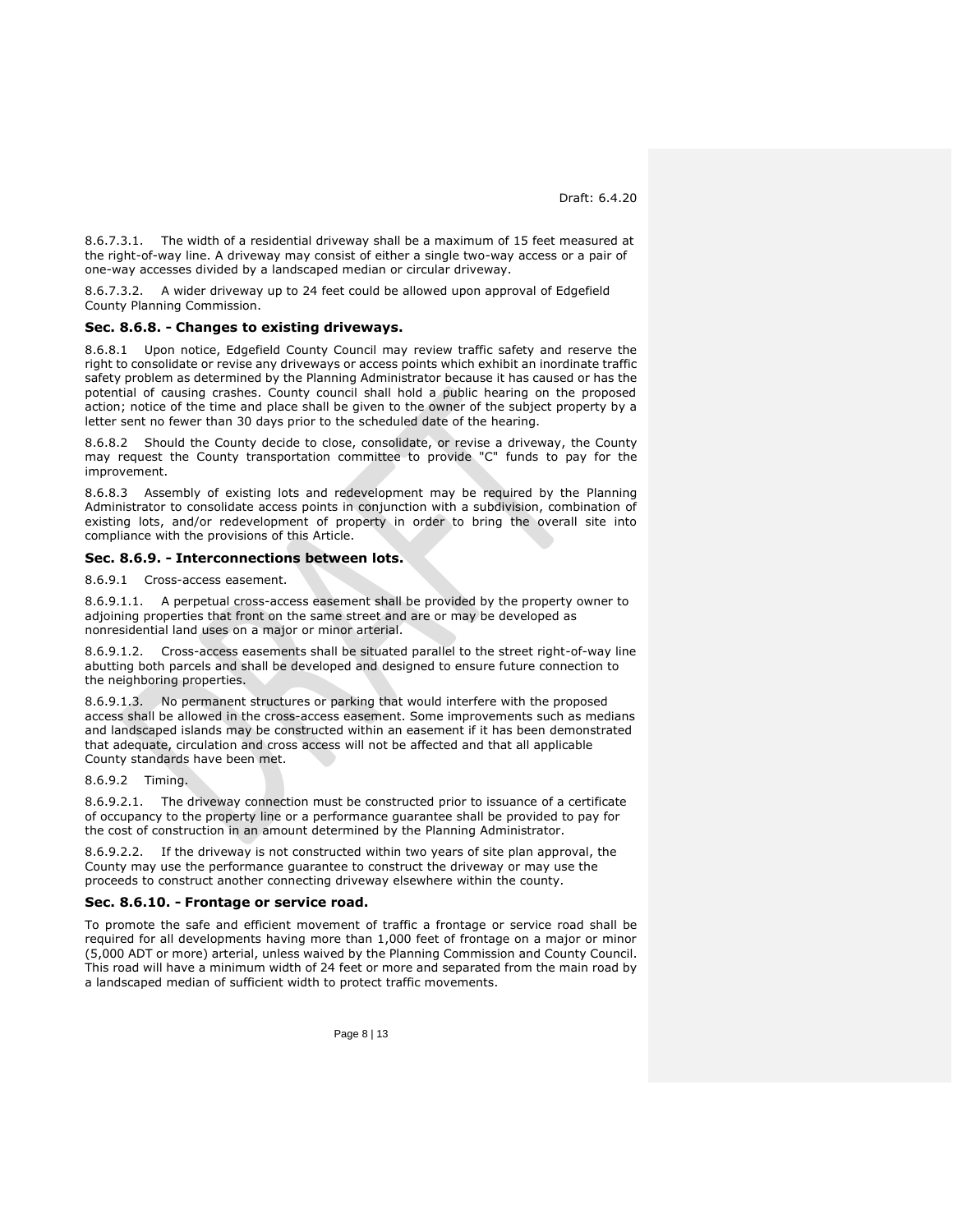8.6.7.3.1. The width of a residential driveway shall be a maximum of 15 feet measured at the right-of-way line. A driveway may consist of either a single two-way access or a pair of one-way accesses divided by a landscaped median or circular driveway.

8.6.7.3.2. A wider driveway up to 24 feet could be allowed upon approval of Edgefield County Planning Commission.

### Sec. 8.6.8. - Changes to existing driveways.

8.6.8.1 Upon notice, Edgefield County Council may review traffic safety and reserve the right to consolidate or revise any driveways or access points which exhibit an inordinate traffic safety problem as determined by the Planning Administrator because it has caused or has the potential of causing crashes. County council shall hold a public hearing on the proposed action; notice of the time and place shall be given to the owner of the subject property by a letter sent no fewer than 30 days prior to the scheduled date of the hearing.

8.6.8.2 Should the County decide to close, consolidate, or revise a driveway, the County may request the County transportation committee to provide "C" funds to pay for the improvement.

8.6.8.3 Assembly of existing lots and redevelopment may be required by the Planning Administrator to consolidate access points in conjunction with a subdivision, combination of existing lots, and/or redevelopment of property in order to bring the overall site into compliance with the provisions of this Article.

### Sec. 8.6.9. - Interconnections between lots.

8.6.9.1 Cross-access easement.

8.6.9.1.1. A perpetual cross-access easement shall be provided by the property owner to adjoining properties that front on the same street and are or may be developed as nonresidential land uses on a major or minor arterial.

8.6.9.1.2. Cross-access easements shall be situated parallel to the street right-of-way line abutting both parcels and shall be developed and designed to ensure future connection to the neighboring properties.

8.6.9.1.3. No permanent structures or parking that would interfere with the proposed access shall be allowed in the cross-access easement. Some improvements such as medians and landscaped islands may be constructed within an easement if it has been demonstrated that adequate, circulation and cross access will not be affected and that all applicable County standards have been met.

8.6.9.2 Timing.

8.6.9.2.1. The driveway connection must be constructed prior to issuance of a certificate of occupancy to the property line or a performance guarantee shall be provided to pay for the cost of construction in an amount determined by the Planning Administrator.

8.6.9.2.2. If the driveway is not constructed within two years of site plan approval, the County may use the performance guarantee to construct the driveway or may use the proceeds to construct another connecting driveway elsewhere within the county.

### Sec. 8.6.10. - Frontage or service road.

To promote the safe and efficient movement of traffic a frontage or service road shall be required for all developments having more than 1,000 feet of frontage on a major or minor (5,000 ADT or more) arterial, unless waived by the Planning Commission and County Council. This road will have a minimum width of 24 feet or more and separated from the main road by a landscaped median of sufficient width to protect traffic movements.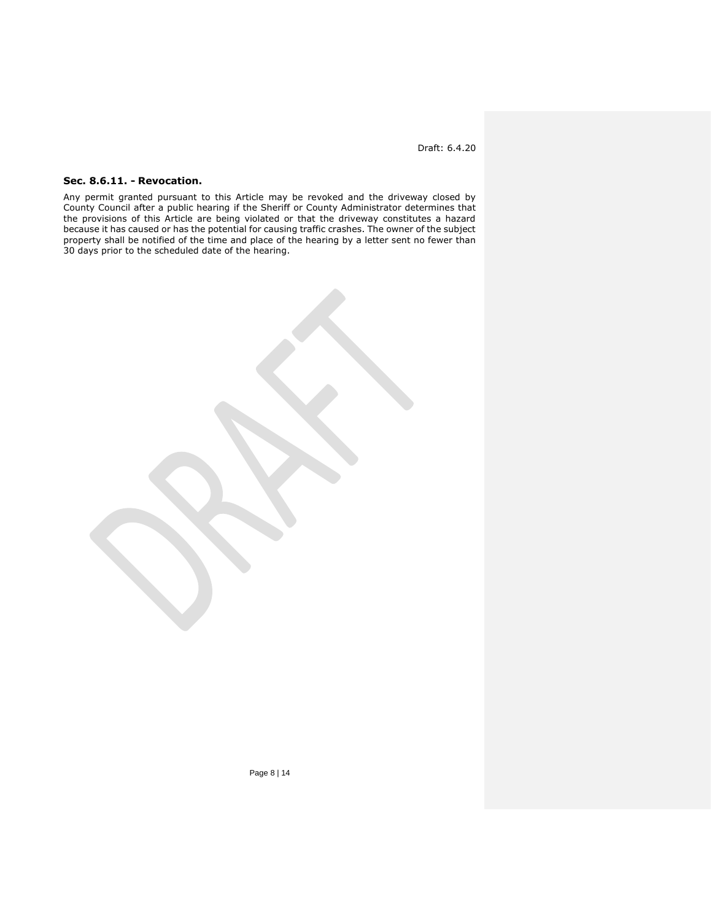## Sec. 8.6.11. - Revocation.

Any permit granted pursuant to this Article may be revoked and the driveway closed by County Council after a public hearing if the Sheriff or County Administrator determines that the provisions of this Article are being violated or that the driveway constitutes a hazard because it has caused or has the potential for causing traffic crashes. The owner of the subject property shall be notified of the time and place of the hearing by a letter sent no fewer than 30 days prior to the scheduled date of the hearing.